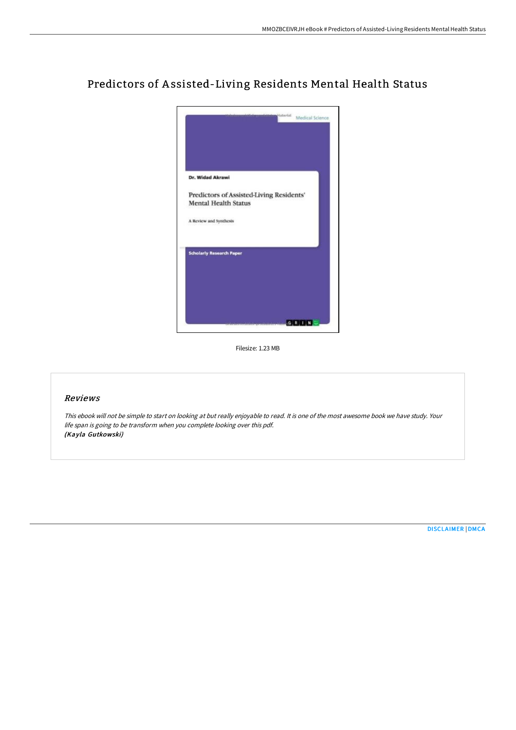# Predictors of Assisted-Living Residents Mental Health Status

Filesize: 1.23 MB

## Reviews

*This ebook will not be simple to start on looking at but really enjoyable to read. It is one of the most awesome book we have study. Your life span is going to be transform when you complete looking over this pdf.*
***(Kayla Gutkowski)***

DISCLAIMER | DMCA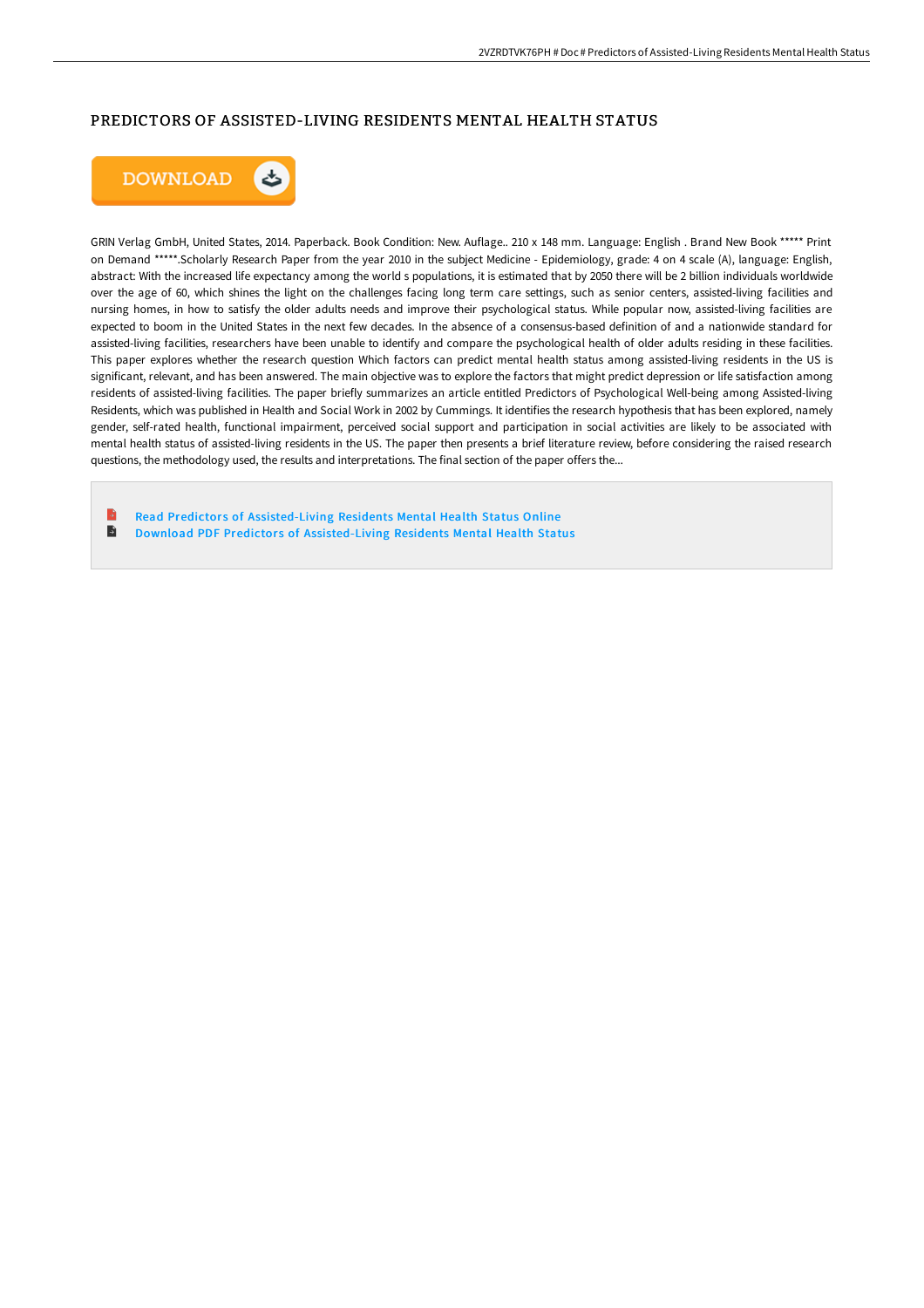# PREDICTORS OF ASSISTED-LIVING RESIDENTS MENTAL HEALTH STATUS

GRIN Verlag GmbH, United States, 2014. Paperback. Book Condition: New. Auflage.. 210 x 148 mm. Language: English . Brand New Book ***** Print on Demand *****.Scholarly Research Paper from the year 2010 in the subject Medicine - Epidemiology, grade: 4 on 4 scale (A), language: English, abstract: With the increased life expectancy among the world s populations, it is estimated that by 2050 there will be 2 billion individuals worldwide over the age of 60, which shines the light on the challenges facing long term care settings, such as senior centers, assisted-living facilities and nursing homes, in how to satisfy the older adults needs and improve their psychological status. While popular now, assisted-living facilities are expected to boom in the United States in the next few decades. In the absence of a consensus-based definition of and a nationwide standard for assisted-living facilities, researchers have been unable to identify and compare the psychological health of older adults residing in these facilities. This paper explores whether the research question Which factors can predict mental health status among assisted-living residents in the US is significant, relevant, and has been answered. The main objective was to explore the factors that might predict depression or life satisfaction among residents of assisted-living facilities. The paper briefly summarizes an article entitled Predictors of Psychological Well-being among Assisted-living Residents, which was published in Health and Social Work in 2002 by Cummings. It identifies the research hypothesis that has been explored, namely gender, self-rated health, functional impairment, perceived social support and participation in social activities are likely to be associated with mental health status of assisted-living residents in the US. The paper then presents a brief literature review, before considering the raised research questions, the methodology used, the results and interpretations. The final section of the paper offers the...

- Read Predictors of Assisted-Living Residents Mental Health Status Online
- Download PDF Predictors of Assisted-Living Residents Mental Health Status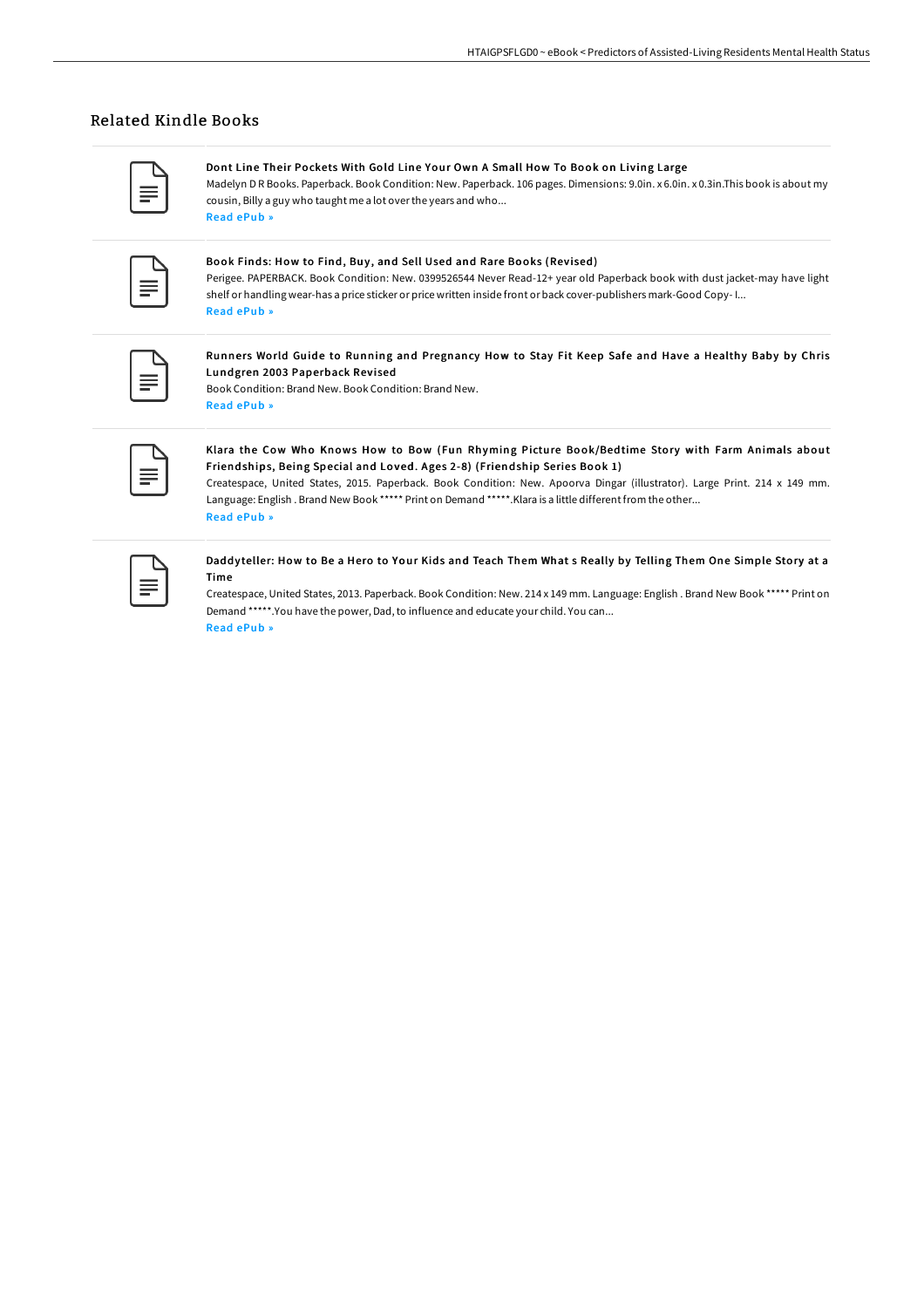## Related Kindle Books

**Dont Line Their Pockets With Gold Line Your Own A Small How To Book on Living Large**

Madelyn D R Books. Paperback. Book Condition: New. Paperback. 106 pages. Dimensions: 9.0in. x 6.0in. x 0.3in.This book is about my cousin, Billy a guy who taught me a lot over the years and who...

Read ePub »

**Book Finds: How to Find, Buy, and Sell Used and Rare Books (Revised)**

Perigee. PAPERBACK. Book Condition: New. 0399526544 Never Read-12+ year old Paperback book with dust jacket-may have light shelf or handling wear-has a price sticker or price written inside front or back cover-publishers mark-Good Copy- I...

Read ePub »

**Runners World Guide to Running and Pregnancy How to Stay Fit Keep Safe and Have a Healthy Baby by Chris Lundgren 2003 Paperback Revised**

Book Condition: Brand New. Book Condition: Brand New.

Read ePub »

**Klara the Cow Who Knows How to Bow (Fun Rhyming Picture Book/Bedtime Story with Farm Animals about Friendships, Being Special and Loved. Ages 2-8) (Friendship Series Book 1)**

Createspace, United States, 2015. Paperback. Book Condition: New. Apoorva Dingar (illustrator). Large Print. 214 x 149 mm. Language: English . Brand New Book ***** Print on Demand *****.Klara is a little different from the other...

Read ePub »

**Daddyteller: How to Be a Hero to Your Kids and Teach Them What s Really by Telling Them One Simple Story at a Time**

Createspace, United States, 2013. Paperback. Book Condition: New. 214 x 149 mm. Language: English . Brand New Book ***** Print on Demand *****.You have the power, Dad, to influence and educate your child. You can...

Read ePub »